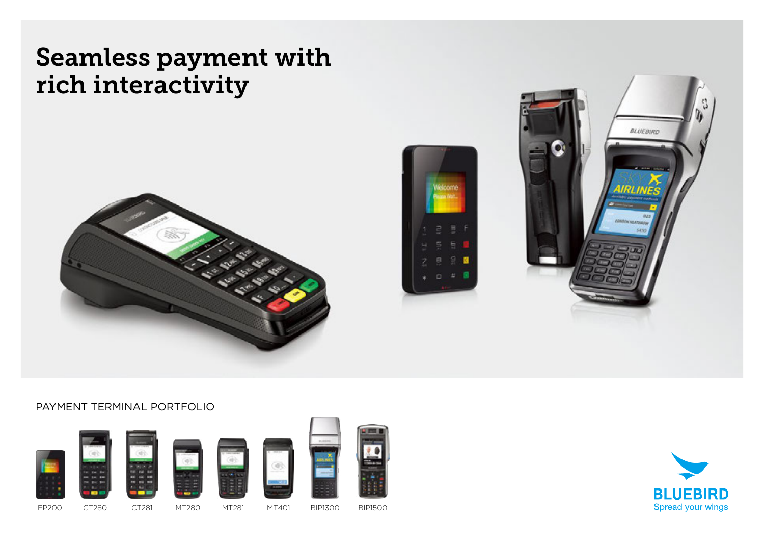# Seamless payment with rich interactivity

PAYMENT TERMINAL PORTFOLIO

EP200 CT280 CT281 MT280 MT281 MT401 BIP1300 BIP1500

BLUEBIRD
Spread your wings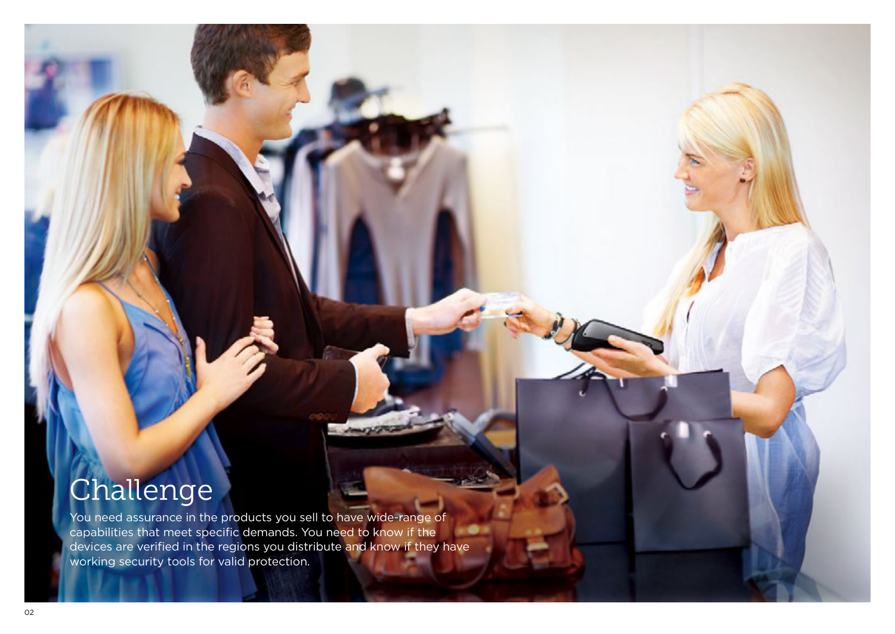# Challenge

You need assurance in the products you sell to have wide-range of capabilities that meet specific demands. You need to know if the devices are verified in the regions you distribute and know if they have working security tools for valid protection.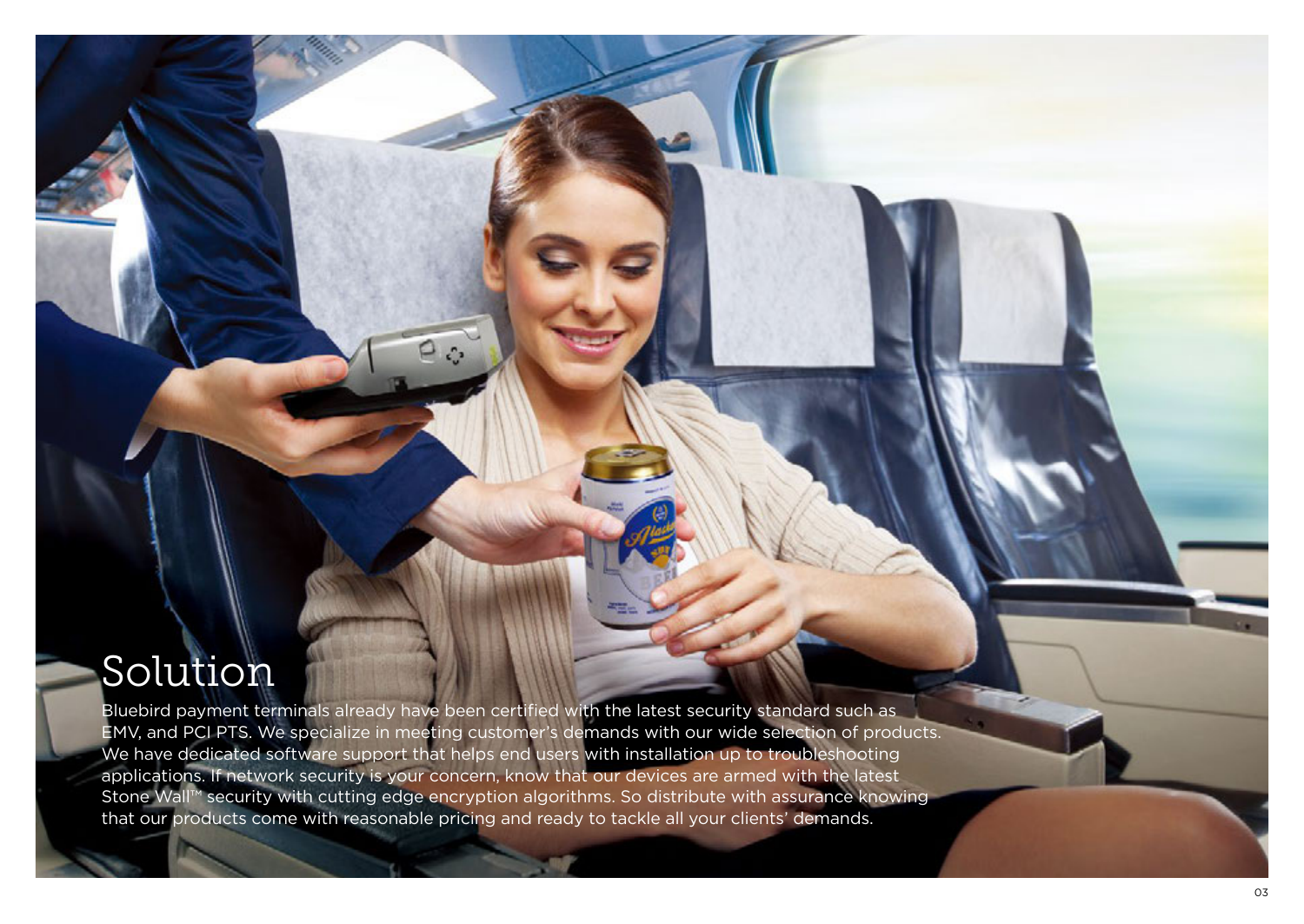# Solution

Bluebird payment terminals already have been certified with the latest security standard such as EMV, and PCI PTS. We specialize in meeting customer's demands with our wide selection of products. We have dedicated software support that helps end users with installation up to troubleshooting applications. If network security is your concern, know that our devices are armed with the latest Stone Wall™ security with cutting edge encryption algorithms. So distribute with assurance knowing that our products come with reasonable pricing and ready to tackle all your clients' demands.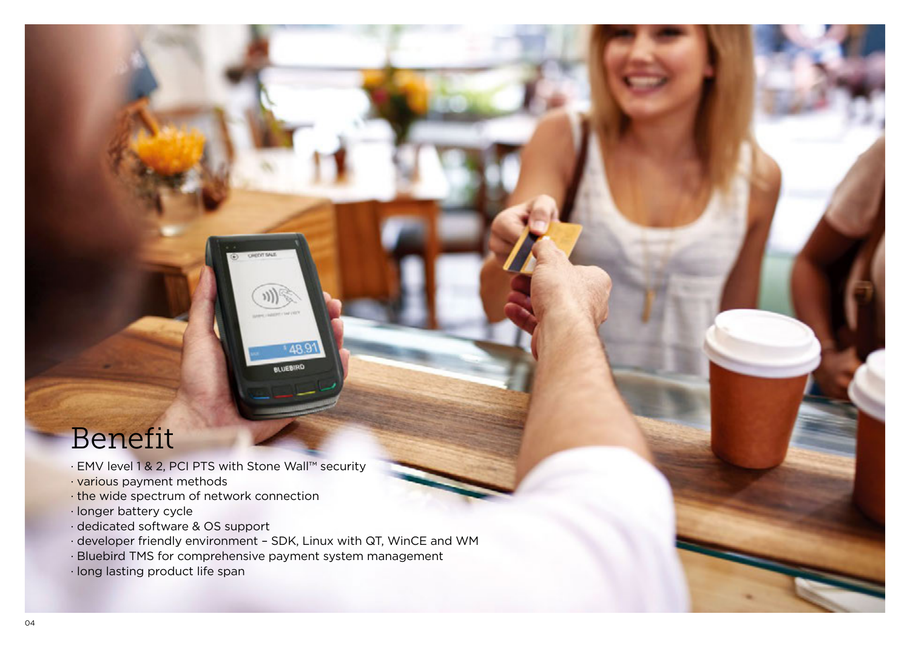# Benefit

- EMV level 1 & 2, PCI PTS with Stone Wall™ security
- various payment methods
- the wide spectrum of network connection
- longer battery cycle
- dedicated software & OS support
- developer friendly environment – SDK, Linux with QT, WinCE and WM
- Bluebird TMS for comprehensive payment system management
- long lasting product life span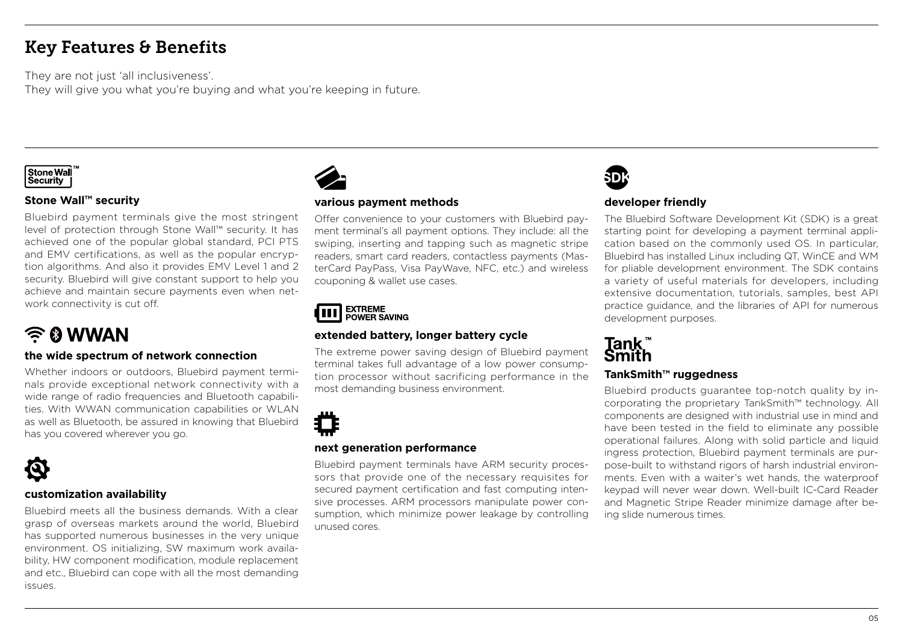# Key Features & Benefits

They are not just 'all inclusiveness'.
They will give you what you're buying and what you're keeping in future.

### Stone Wall™ security

Bluebird payment terminals give the most stringent level of protection through Stone Wall™ security. It has achieved one of the popular global standard, PCI PTS and EMV certifications, as well as the popular encryption algorithms. And also it provides EMV Level 1 and 2 security. Bluebird will give constant support to help you achieve and maintain secure payments even when network connectivity is cut off.

WWAN

### the wide spectrum of network connection

Whether indoors or outdoors, Bluebird payment terminals provide exceptional network connectivity with a wide range of radio frequencies and Bluetooth capabilities. With WWAN communication capabilities or WLAN as well as Bluetooth, be assured in knowing that Bluebird has you covered wherever you go.

### customization availability

Bluebird meets all the business demands. With a clear grasp of overseas markets around the world, Bluebird has supported numerous businesses in the very unique environment. OS initializing, SW maximum work availability, HW component modification, module replacement and etc., Bluebird can cope with all the most demanding issues.

### various payment methods

Offer convenience to your customers with Bluebird payment terminal's all payment options. They include: all the swiping, inserting and tapping such as magnetic stripe readers, smart card readers, contactless payments (MasterCard PayPass, Visa PayWave, NFC, etc.) and wireless couponing & wallet use cases.

EXTREME POWER SAVING

### extended battery, longer battery cycle

The extreme power saving design of Bluebird payment terminal takes full advantage of a low power consumption processor without sacrificing performance in the most demanding business environment.

### next generation performance

Bluebird payment terminals have ARM security processors that provide one of the necessary requisites for secured payment certification and fast computing intensive processes. ARM processors manipulate power consumption, which minimize power leakage by controlling unused cores.

SDK

### developer friendly

The Bluebird Software Development Kit (SDK) is a great starting point for developing a payment terminal application based on the commonly used OS. In particular, Bluebird has installed Linux including QT, WinCE and WM for pliable development environment. The SDK contains a variety of useful materials for developers, including extensive documentation, tutorials, samples, best API practice guidance, and the libraries of API for numerous development purposes.

Tank Smith™

### TankSmith™ ruggedness

Bluebird products guarantee top-notch quality by incorporating the proprietary TankSmith™ technology. All components are designed with industrial use in mind and have been tested in the field to eliminate any possible operational failures. Along with solid particle and liquid ingress protection, Bluebird payment terminals are purpose-built to withstand rigors of harsh industrial environments. Even with a waiter's wet hands, the waterproof keypad will never wear down. Well-built IC-Card Reader and Magnetic Stripe Reader minimize damage after being slide numerous times.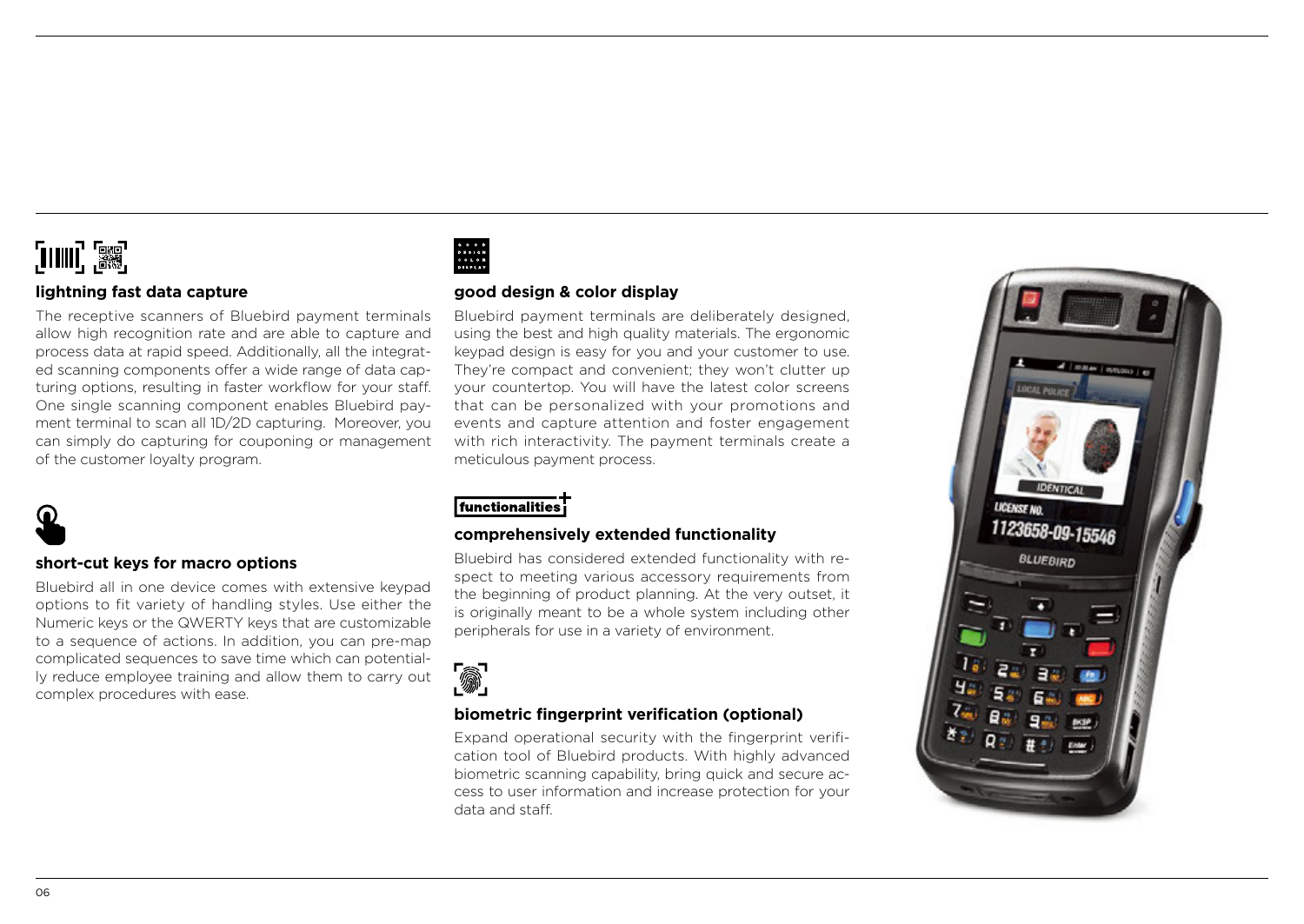### lightning fast data capture

The receptive scanners of Bluebird payment terminals allow high recognition rate and are able to capture and process data at rapid speed. Additionally, all the integrated scanning components offer a wide range of data capturing options, resulting in faster workflow for your staff. One single scanning component enables Bluebird payment terminal to scan all 1D/2D capturing. Moreover, you can simply do capturing for couponing or management of the customer loyalty program.

### short-cut keys for macro options

Bluebird all in one device comes with extensive keypad options to fit variety of handling styles. Use either the Numeric keys or the QWERTY keys that are customizable to a sequence of actions. In addition, you can pre-map complicated sequences to save time which can potentially reduce employee training and allow them to carry out complex procedures with ease.

### good design & color display

Bluebird payment terminals are deliberately designed, using the best and high quality materials. The ergonomic keypad design is easy for you and your customer to use. They're compact and convenient; they won't clutter up your countertop. You will have the latest color screens that can be personalized with your promotions and events and capture attention and foster engagement with rich interactivity. The payment terminals create a meticulous payment process.

### comprehensively extended functionality

Bluebird has considered extended functionality with respect to meeting various accessory requirements from the beginning of product planning. At the very outset, it is originally meant to be a whole system including other peripherals for use in a variety of environment.

### biometric fingerprint verification (optional)

Expand operational security with the fingerprint verification tool of Bluebird products. With highly advanced biometric scanning capability, bring quick and secure access to user information and increase protection for your data and staff.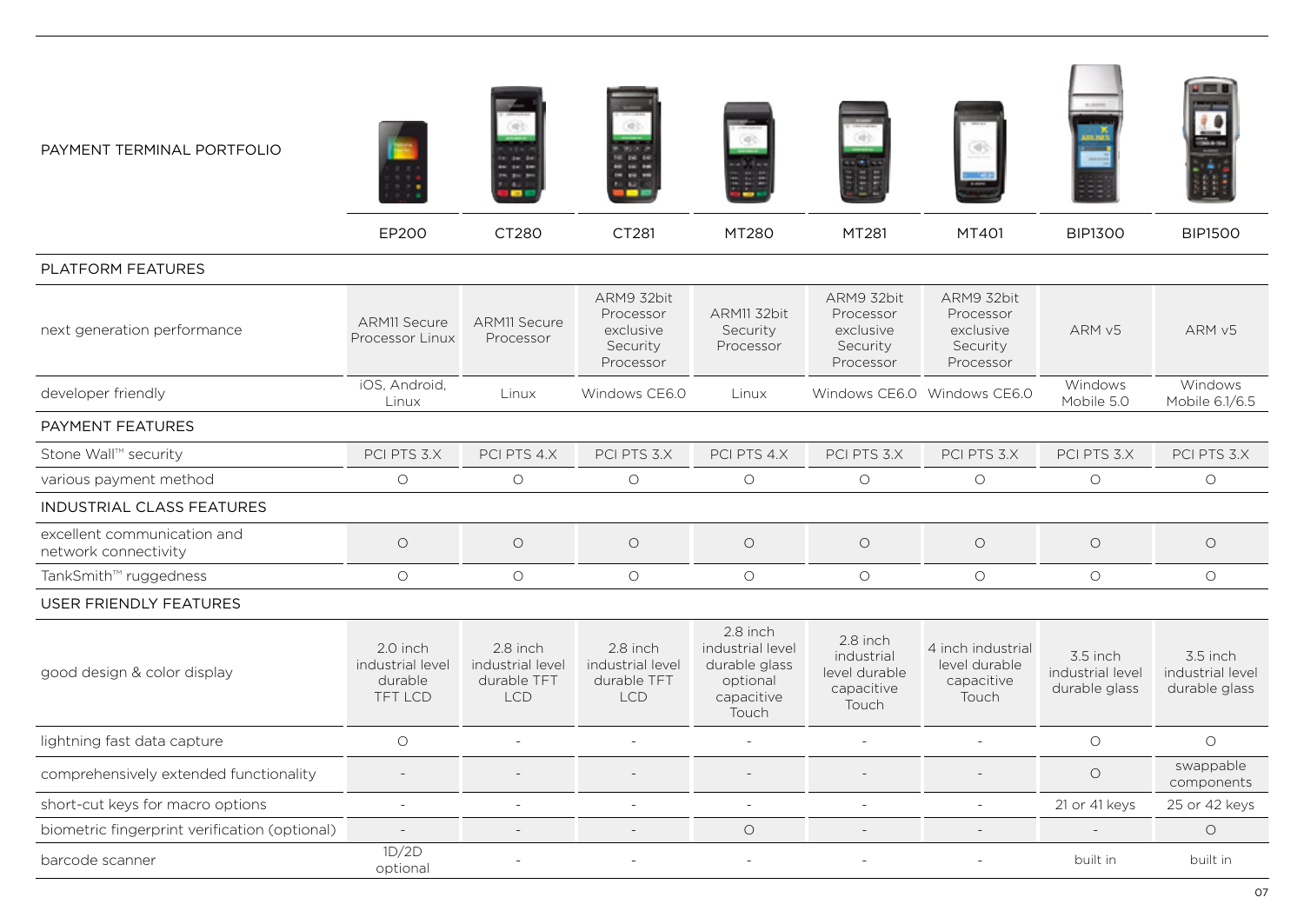| PAYMENT TERMINAL PORTFOLIO | EP200 | CT280 | CT281 | MT280 | MT281 | MT401 | BIP1300 | BIP1500 |
|---|---|---|---|---|---|---|---|---|
| **PLATFORM FEATURES** | | | | | | | | |
| next generation performance | ARM11 Secure Processor Linux | ARM11 Secure Processor | ARM9 32bit Processor exclusive Security Processor | ARM11 32bit Security Processor | ARM9 32bit Processor exclusive Security Processor | ARM9 32bit Processor exclusive Security Processor | ARM v5 | ARM v5 |
| developer friendly | iOS, Android, Linux | Linux | Windows CE6.0 | Linux | Windows CE6.0 | Windows CE6.0 | Windows Mobile 5.0 | Windows Mobile 6.1/6.5 |
| **PAYMENT FEATURES** | | | | | | | | |
| Stone Wall™ security | PCI PTS 3.X | PCI PTS 4.X | PCI PTS 3.X | PCI PTS 4.X | PCI PTS 3.X | PCI PTS 3.X | PCI PTS 3.X | PCI PTS 3.X |
| various payment method | O | O | O | O | O | O | O | O |
| **INDUSTRIAL CLASS FEATURES** | | | | | | | | |
| excellent communication and network connectivity | O | O | O | O | O | O | O | O |
| TankSmith™ ruggedness | O | O | O | O | O | O | O | O |
| **USER FRIENDLY FEATURES** | | | | | | | | |
| good design & color display | 2.0 inch industrial level durable TFT LCD | 2.8 inch industrial level durable TFT LCD | 2.8 inch industrial level durable TFT LCD | 2.8 inch industrial level durable glass optional capacitive Touch | 2.8 inch industrial level durable capacitive Touch | 4 inch industrial level durable capacitive Touch | 3.5 inch industrial level durable glass | 3.5 inch industrial level durable glass |
| lightning fast data capture | O | - | - | - | - | - | O | O |
| comprehensively extended functionality | - | - | - | - | - | - | O | swappable components |
| short-cut keys for macro options | - | - | - | - | - | - | 21 or 41 keys | 25 or 42 keys |
| biometric fingerprint verification (optional) | - | - | - | O | - | - | - | O |
| barcode scanner | 1D/2D optional | - | - | - | - | - | built in | built in |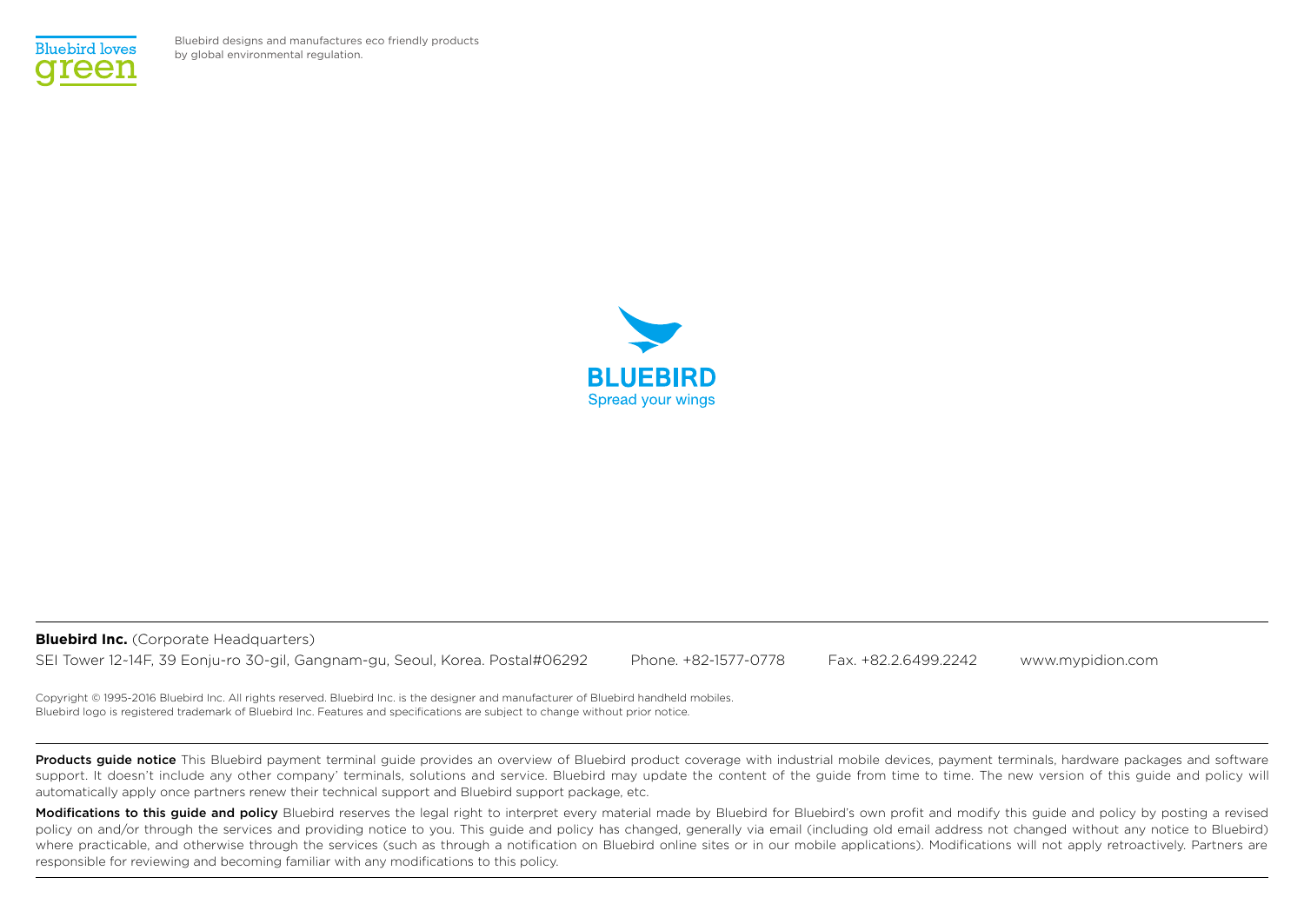Bluebird loves green

Bluebird designs and manufactures eco friendly products by global environmental regulation.

BLUEBIRD

Spread your wings

**Bluebird Inc.** (Corporate Headquarters)

SEI Tower 12-14F, 39 Eonju-ro 30-gil, Gangnam-gu, Seoul, Korea. Postal#06292 Phone. +82-1577-0778 Fax. +82.2.6499.2242 www.mypidion.com

Copyright © 1995-2016 Bluebird Inc. All rights reserved. Bluebird Inc. is the designer and manufacturer of Bluebird handheld mobiles. Bluebird logo is registered trademark of Bluebird Inc. Features and specifications are subject to change without prior notice.

**Products guide notice** This Bluebird payment terminal guide provides an overview of Bluebird product coverage with industrial mobile devices, payment terminals, hardware packages and software support. It doesn't include any other company' terminals, solutions and service. Bluebird may update the content of the guide from time to time. The new version of this guide and policy will automatically apply once partners renew their technical support and Bluebird support package, etc.

**Modifications to this guide and policy** Bluebird reserves the legal right to interpret every material made by Bluebird for Bluebird's own profit and modify this guide and policy by posting a revised policy on and/or through the services and providing notice to you. This guide and policy has changed, generally via email (including old email address not changed without any notice to Bluebird) where practicable, and otherwise through the services (such as through a notification on Bluebird online sites or in our mobile applications). Modifications will not apply retroactively. Partners are responsible for reviewing and becoming familiar with any modifications to this policy.